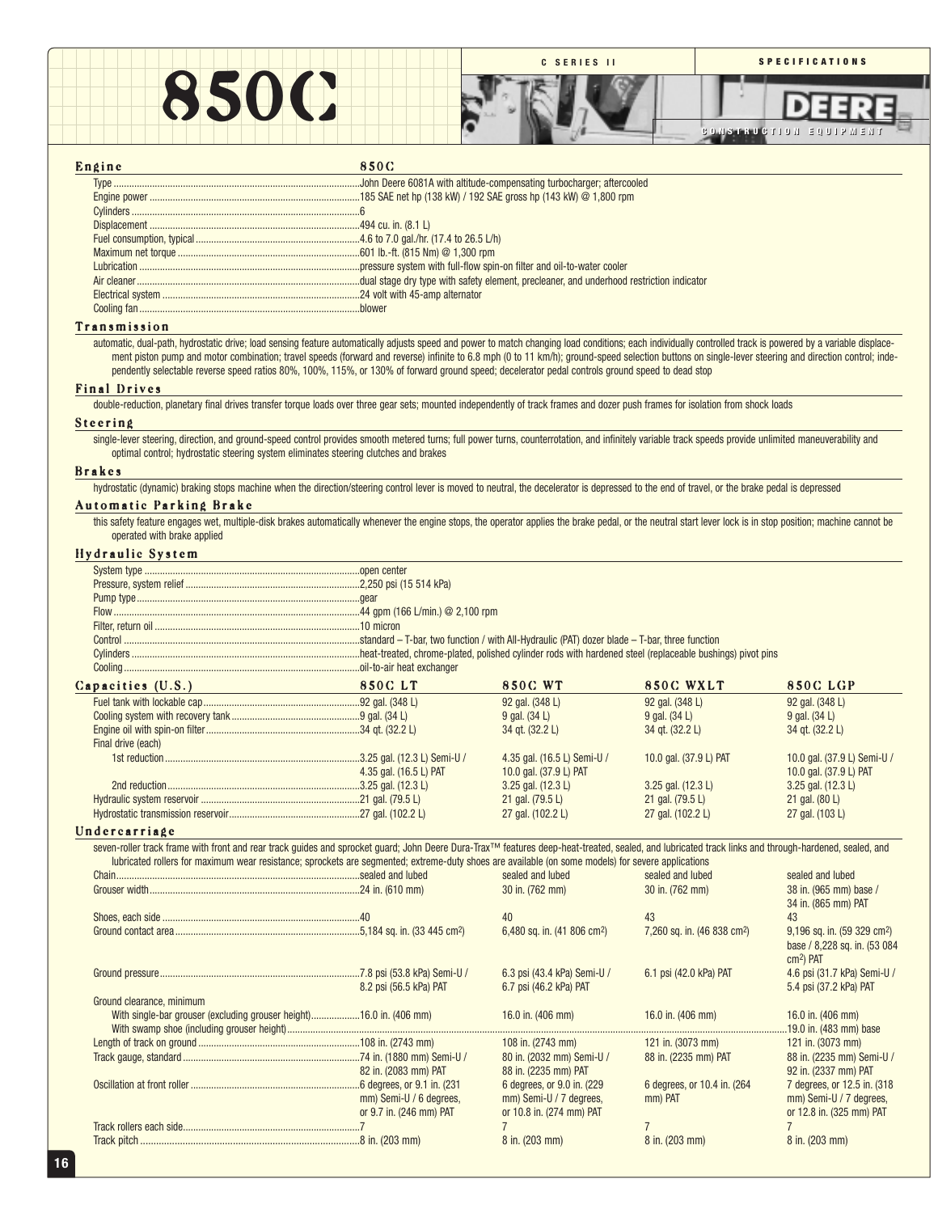# 850C

C SERIES II — SPECIFICATIONS

## Engine

| | 850C |
|---|---|
| Type | John Deere 6081A with altitude-compensating turbocharger; aftercooled |
| Engine power | 185 SAE net hp (138 kW) / 192 SAE gross hp (143 kW) @ 1,800 rpm |
| Cylinders | 6 |
| Displacement | 494 cu. in. (8.1 L) |
| Fuel consumption, typical | 4.6 to 7.0 gal./hr. (17.4 to 26.5 L/h) |
| Maximum net torque | 601 lb.-ft. (815 Nm) @ 1,300 rpm |
| Lubrication | pressure system with full-flow spin-on filter and oil-to-water cooler |
| Air cleaner | dual stage dry type with safety element, precleaner, and underhood restriction indicator |
| Electrical system | 24 volt with 45-amp alternator |
| Cooling fan | blower |

## Transmission

automatic, dual-path, hydrostatic drive; load sensing feature automatically adjusts speed and power to match changing load conditions; each individually controlled track is powered by a variable displacement piston pump and motor combination; travel speeds (forward and reverse) infinite to 6.8 mph (0 to 11 km/h); ground-speed selection buttons on single-lever steering and direction control; independently selectable reverse speed ratios 80%, 100%, 115%, or 130% of forward ground speed; decelerator pedal controls ground speed to dead stop

## Final Drives

double-reduction, planetary final drives transfer torque loads over three gear sets; mounted independently of track frames and dozer push frames for isolation from shock loads

## Steering

single-lever steering, direction, and ground-speed control provides smooth metered turns; full power turns, counterrotation, and infinitely variable track speeds provide unlimited maneuverability and optimal control; hydrostatic steering system eliminates steering clutches and brakes

## Brakes

hydrostatic (dynamic) braking stops machine when the direction/steering control lever is moved to neutral, the decelerator is depressed to the end of travel, or the brake pedal is depressed

## Automatic Parking Brake

this safety feature engages wet, multiple-disk brakes automatically whenever the engine stops, the operator applies the brake pedal, or the neutral start lever lock is in stop position; machine cannot be operated with brake applied

## Hydraulic System

| | |
|---|---|
| System type | open center |
| Pressure, system relief | 2,250 psi (15 514 kPa) |
| Pump type | gear |
| Flow | 44 gpm (166 L/min.) @ 2,100 rpm |
| Filter, return oil | 10 micron |
| Control | standard – T-bar, two function / with All-Hydraulic (PAT) dozer blade – T-bar, three function |
| Cylinders | heat-treated, chrome-plated, polished cylinder rods with hardened steel (replaceable bushings) pivot pins |
| Cooling | oil-to-air heat exchanger |

## Capacities (U.S.)

| Capacities (U.S.) | 850C LT | 850C WT | 850C WXLT | 850C LGP |
|---|---|---|---|---|
| Fuel tank with lockable cap | 92 gal. (348 L) | 92 gal. (348 L) | 92 gal. (348 L) | 92 gal. (348 L) |
| Cooling system with recovery tank | 9 gal. (34 L) | 9 gal. (34 L) | 9 gal. (34 L) | 9 gal. (34 L) |
| Engine oil with spin-on filter | 34 qt. (32.2 L) | 34 qt. (32.2 L) | 34 qt. (32.2 L) | 34 qt. (32.2 L) |
| Final drive (each) | | | | |
| 1st reduction | 3.25 gal. (12.3 L) Semi-U / 4.35 gal. (16.5 L) PAT | 4.35 gal. (16.5 L) Semi-U / 10.0 gal. (37.9 L) PAT | 10.0 gal. (37.9 L) PAT | 10.0 gal. (37.9 L) Semi-U / 10.0 gal. (37.9 L) PAT |
| 2nd reduction | 3.25 gal. (12.3 L) | 3.25 gal. (12.3 L) | 3.25 gal. (12.3 L) | 3.25 gal. (12.3 L) |
| Hydraulic system reservoir | 21 gal. (79.5 L) | 21 gal. (79.5 L) | 21 gal. (79.5 L) | 21 gal. (80 L) |
| Hydrostatic transmission reservoir | 27 gal. (102.2 L) | 27 gal. (102.2 L) | 27 gal. (102.2 L) | 27 gal. (103 L) |

## Undercarriage

seven-roller track frame with front and rear track guides and sprocket guard; John Deere Dura-Trax™ features deep-heat-treated, sealed, and lubricated track links and through-hardened, sealed, and lubricated rollers for maximum wear resistance; sprockets are segmented; extreme-duty shoes are available (on some models) for severe applications

| | 850C LT | 850C WT | 850C WXLT | 850C LGP |
|---|---|---|---|---|
| Chain | sealed and lubed | sealed and lubed | sealed and lubed | sealed and lubed |
| Grouser width | 24 in. (610 mm) | 30 in. (762 mm) | 30 in. (762 mm) | 38 in. (965 mm) base / 34 in. (865 mm) PAT |
| Shoes, each side | 40 | 40 | 43 | 43 |
| Ground contact area | 5,184 sq. in. (33 445 cm²) | 6,480 sq. in. (41 806 cm²) | 7,260 sq. in. (46 838 cm²) | 9,196 sq. in. (59 329 cm²) base / 8,228 sq. in. (53 084 cm²) PAT |
| Ground pressure | 7.8 psi (53.8 kPa) Semi-U / 8.2 psi (56.5 kPa) PAT | 6.3 psi (43.4 kPa) Semi-U / 6.7 psi (46.2 kPa) PAT | 6.1 psi (42.0 kPa) PAT | 4.6 psi (31.7 kPa) Semi-U / 5.4 psi (37.2 kPa) PAT |
| Ground clearance, minimum | | | | |
| With single-bar grouser (excluding grouser height) | 16.0 in. (406 mm) | 16.0 in. (406 mm) | 16.0 in. (406 mm) | 16.0 in. (406 mm) |
| With swamp shoe (including grouser height) | | | | 19.0 in. (483 mm) base |
| Length of track on ground | 108 in. (2743 mm) | 108 in. (2743 mm) | 121 in. (3073 mm) | 121 in. (3073 mm) |
| Track gauge, standard | 74 in. (1880 mm) Semi-U / 82 in. (2083 mm) PAT | 80 in. (2032 mm) Semi-U / 88 in. (2235 mm) PAT | 88 in. (2235 mm) PAT | 88 in. (2235 mm) Semi-U / 92 in. (2337 mm) PAT |
| Oscillation at front roller | 6 degrees, or 9.1 in. (231 mm) Semi-U / 6 degrees, or 9.7 in. (246 mm) PAT | 6 degrees, or 9.0 in. (229 mm) Semi-U / 7 degrees, or 10.8 in. (274 mm) PAT | 6 degrees, or 10.4 in. (264 mm) PAT | 7 degrees, or 12.5 in. (318 mm) Semi-U / 7 degrees, or 12.8 in. (325 mm) PAT |
| Track rollers each side | 7 | 7 | 7 | 7 |
| Track pitch | 8 in. (203 mm) | 8 in. (203 mm) | 8 in. (203 mm) | 8 in. (203 mm) |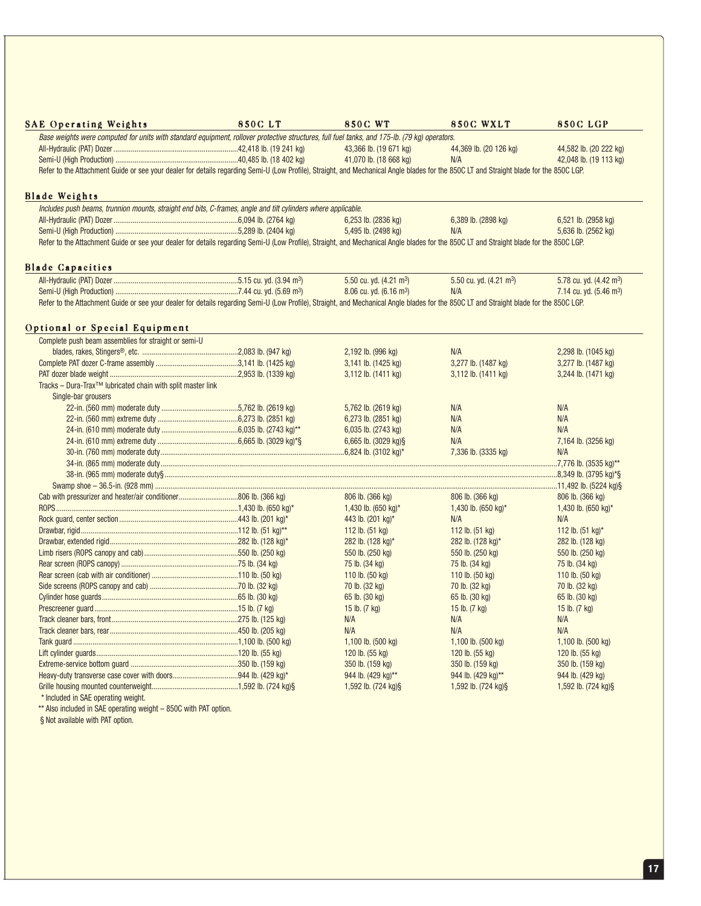## SAE Operating Weights

| SAE Operating Weights | 850C LT | 850C WT | 850C WXLT | 850C LGP |
|---|---|---|---|---|
| *Base weights were computed for units with standard equipment, rollover protective structures, full fuel tanks, and 175-lb. (79 kg) operators.* | | | | |
| All-Hydraulic (PAT) Dozer | 42,418 lb. (19 241 kg) | 43,366 lb. (19 671 kg) | 44,369 lb. (20 126 kg) | 44,582 lb. (20 222 kg) |
| Semi-U (High Production) | 40,485 lb. (18 402 kg) | 41,070 lb. (18 668 kg) | N/A | 42,048 lb. (19 113 kg) |

Refer to the Attachment Guide or see your dealer for details regarding Semi-U (Low Profile), Straight, and Mechanical Angle blades for the 850C LT and Straight blade for the 850C LGP.

## Blade Weights

| Blade Weights | 850C LT | 850C WT | 850C WXLT | 850C LGP |
|---|---|---|---|---|
| *Includes push beams, trunnion mounts, straight end bits, C-frames, angle and tilt cylinders where applicable.* | | | | |
| All-Hydraulic (PAT) Dozer | 6,094 lb. (2764 kg) | 6,253 lb. (2836 kg) | 6,389 lb. (2898 kg) | 6,521 lb. (2958 kg) |
| Semi-U (High Production) | 5,289 lb. (2404 kg) | 5,495 lb. (2498 kg) | N/A | 5,636 lb. (2562 kg) |

Refer to the Attachment Guide or see your dealer for details regarding Semi-U (Low Profile), Straight, and Mechanical Angle blades for the 850C LT and Straight blade for the 850C LGP.

## Blade Capacities

| Blade Capacities | 850C LT | 850C WT | 850C WXLT | 850C LGP |
|---|---|---|---|---|
| All-Hydraulic (PAT) Dozer | 5.15 cu. yd. (3.94 $m^3$) | 5.50 cu. yd. (4.21 $m^3$) | 5.50 cu. yd. (4.21 $m^3$) | 5.78 cu. yd. (4.42 $m^3$) |
| Semi-U (High Production) | 7.44 cu. yd. (5.69 $m^3$) | 8.06 cu. yd. (6.16 $m^3$) | N/A | 7.14 cu. yd. (5.46 $m^3$) |

Refer to the Attachment Guide or see your dealer for details regarding Semi-U (Low Profile), Straight, and Mechanical Angle blades for the 850C LT and Straight blade for the 850C LGP.

## Optional or Special Equipment

| Optional or Special Equipment | 850C LT | 850C WT | 850C WXLT | 850C LGP |
|---|---|---|---|---|
| Complete push beam assemblies for straight or semi-U blades, rakes, Stingers®, etc. | 2,083 lb. (947 kg) | 2,192 lb. (996 kg) | N/A | 2,298 lb. (1045 kg) |
| Complete PAT dozer C-frame assembly | 3,141 lb. (1425 kg) | 3,141 lb. (1425 kg) | 3,277 lb. (1487 kg) | 3,277 lb. (1487 kg) |
| PAT dozer blade weight | 2,953 lb. (1339 kg) | 3,112 lb. (1411 kg) | 3,112 lb. (1411 kg) | 3,244 lb. (1471 kg) |
| Tracks – Dura-Trax™ lubricated chain with split master link | | | | |
| Single-bar grousers | | | | |
| 22-in. (560 mm) moderate duty | 5,762 lb. (2619 kg) | 5,762 lb. (2619 kg) | N/A | N/A |
| 22-in. (560 mm) extreme duty | 6,273 lb. (2851 kg) | 6,273 lb. (2851 kg) | N/A | N/A |
| 24-in. (610 mm) moderate duty | 6,035 lb. (2743 kg)** | 6,035 lb. (2743 kg) | N/A | N/A |
| 24-in. (610 mm) extreme duty | 6,665 lb. (3029 kg)*§ | 6,665 lb. (3029 kg)§ | N/A | 7,164 lb. (3256 kg) |
| 30-in. (760 mm) moderate duty | | 6,824 lb. (3102 kg)* | 7,336 lb. (3335 kg) | N/A |
| 34-in. (865 mm) moderate duty | | | | 7,776 lb. (3535 kg)** |
| 38-in. (965 mm) moderate duty§ | | | | 8,349 lb. (3795 kg)*§ |
| Swamp shoe – 36.5-in. (928 mm) | | | | 11,492 lb. (5224 kg)§ |
| Cab with pressurizer and heater/air conditioner | 806 lb. (366 kg) | 806 lb. (366 kg) | 806 lb. (366 kg) | 806 lb. (366 kg) |
| ROPS | 1,430 lb. (650 kg)* | 1,430 lb. (650 kg)* | 1,430 lb. (650 kg)* | 1,430 lb. (650 kg)* |
| Rock guard, center section | 443 lb. (201 kg)* | 443 lb. (201 kg)* | N/A | N/A |
| Drawbar, rigid | 112 lb. (51 kg)** | 112 lb. (51 kg) | 112 lb. (51 kg) | 112 lb. (51 kg)* |
| Drawbar, extended rigid | 282 lb. (128 kg)* | 282 lb. (128 kg)* | 282 lb. (128 kg)* | 282 lb. (128 kg) |
| Limb risers (ROPS canopy and cab) | 550 lb. (250 kg) | 550 lb. (250 kg) | 550 lb. (250 kg) | 550 lb. (250 kg) |
| Rear screen (ROPS canopy) | 75 lb. (34 kg) | 75 lb. (34 kg) | 75 lb. (34 kg) | 75 lb. (34 kg) |
| Rear screen (cab with air conditioner) | 110 lb. (50 kg) | 110 lb. (50 kg) | 110 lb. (50 kg) | 110 lb. (50 kg) |
| Side screens (ROPS canopy and cab) | 70 lb. (32 kg) | 70 lb. (32 kg) | 70 lb. (32 kg) | 70 lb. (32 kg) |
| Cylinder hose guards | 65 lb. (30 kg) | 65 lb. (30 kg) | 65 lb. (30 kg) | 65 lb. (30 kg) |
| Prescreener guard | 15 lb. (7 kg) | 15 lb. (7 kg) | 15 lb. (7 kg) | 15 lb. (7 kg) |
| Track cleaner bars, front | 275 lb. (125 kg) | N/A | N/A | N/A |
| Track cleaner bars, rear | 450 lb. (205 kg) | N/A | N/A | N/A |
| Tank guard | 1,100 lb. (500 kg) | 1,100 lb. (500 kg) | 1,100 lb. (500 kg) | 1,100 lb. (500 kg) |
| Lift cylinder guards | 120 lb. (55 kg) | 120 lb. (55 kg) | 120 lb. (55 kg) | 120 lb. (55 kg) |
| Extreme-service bottom guard | 350 lb. (159 kg) | 350 lb. (159 kg) | 350 lb. (159 kg) | 350 lb. (159 kg) |
| Heavy-duty transverse case cover with doors | 944 lb. (429 kg)* | 944 lb. (429 kg)** | 944 lb. (429 kg)** | 944 lb. (429 kg) |
| Grille housing mounted counterweight | 1,592 lb. (724 kg)§ | 1,592 lb. (724 kg)§ | 1,592 lb. (724 kg)§ | 1,592 lb. (724 kg)§ |

\* Included in SAE operating weight.

** Also included in SAE operating weight – 850C with PAT option.

§ Not available with PAT option.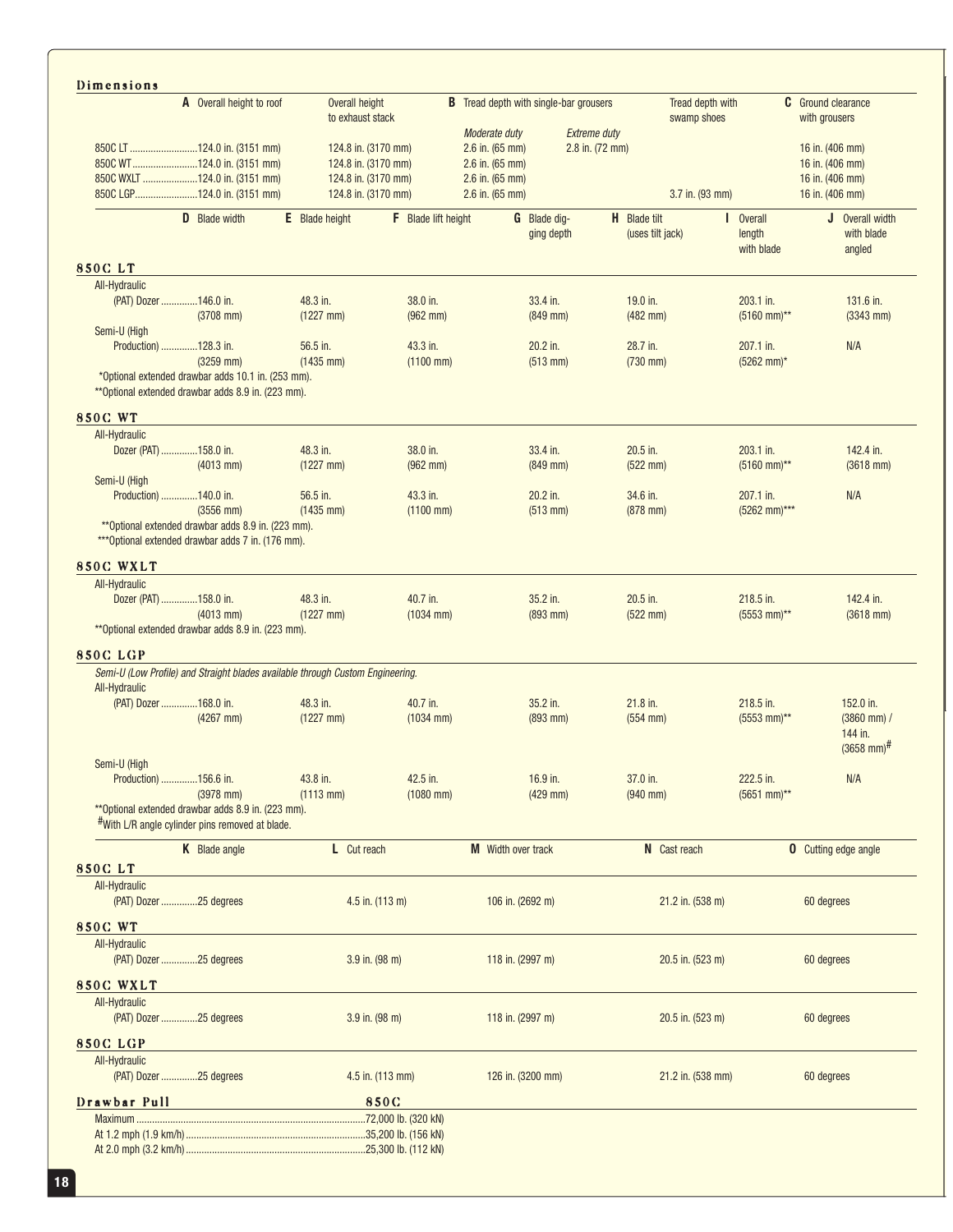## Dimensions

| | A Overall height to roof | Overall height to exhaust stack | B Tread depth with single-bar grousers – Moderate duty | B Tread depth with single-bar grousers – Extreme duty | Tread depth with swamp shoes | C Ground clearance with grousers |
|---|---|---|---|---|---|---|
| 850C LT | 124.0 in. (3151 mm) | 124.8 in. (3170 mm) | 2.6 in. (65 mm) | 2.8 in. (72 mm) | | 16 in. (406 mm) |
| 850C WT | 124.0 in. (3151 mm) | 124.8 in. (3170 mm) | 2.6 in. (65 mm) | | | 16 in. (406 mm) |
| 850C WXLT | 124.0 in. (3151 mm) | 124.8 in. (3170 mm) | 2.6 in. (65 mm) | | | 16 in. (406 mm) |
| 850C LGP | 124.0 in. (3151 mm) | 124.8 in. (3170 mm) | 2.6 in. (65 mm) | | 3.7 in. (93 mm) | 16 in. (406 mm) |

| | D Blade width | E Blade height | F Blade lift height | G Blade digging depth | H Blade tilt (uses tilt jack) | I Overall length with blade | J Overall width with blade angled |
|---|---|---|---|---|---|---|---|
| **850C LT** | | | | | | | |
| All-Hydraulic (PAT) Dozer | 146.0 in. (3708 mm) | 48.3 in. (1227 mm) | 38.0 in. (962 mm) | 33.4 in. (849 mm) | 19.0 in. (482 mm) | 203.1 in. (5160 mm)** | 131.6 in. (3343 mm) |
| Semi-U (High Production) | 128.3 in. (3259 mm) | 56.5 in. (1435 mm) | 43.3 in. (1100 mm) | 20.2 in. (513 mm) | 28.7 in. (730 mm) | 207.1 in. (5262 mm)* | N/A |
| **850C WT** | | | | | | | |
| All-Hydraulic Dozer (PAT) | 158.0 in. (4013 mm) | 48.3 in. (1227 mm) | 38.0 in. (962 mm) | 33.4 in. (849 mm) | 20.5 in. (522 mm) | 203.1 in. (5160 mm)** | 142.4 in. (3618 mm) |
| Semi-U (High Production) | 140.0 in. (3556 mm) | 56.5 in. (1435 mm) | 43.3 in. (1100 mm) | 20.2 in. (513 mm) | 34.6 in. (878 mm) | 207.1 in. (5262 mm)*** | N/A |
| **850C WXLT** | | | | | | | |
| All-Hydraulic Dozer (PAT) | 158.0 in. (4013 mm) | 48.3 in. (1227 mm) | 40.7 in. (1034 mm) | 35.2 in. (893 mm) | 20.5 in. (522 mm) | 218.5 in. (5553 mm)** | 142.4 in. (3618 mm) |
| **850C LGP** | | | | | | | |
| All-Hydraulic (PAT) Dozer | 168.0 in. (4267 mm) | 48.3 in. (1227 mm) | 40.7 in. (1034 mm) | 35.2 in. (893 mm) | 21.8 in. (554 mm) | 218.5 in. (5553 mm)** | 152.0 in. (3860 mm) / 144 in. (3658 mm)# |
| Semi-U (High Production) | 156.6 in. (3978 mm) | 43.8 in. (1113 mm) | 42.5 in. (1080 mm) | 16.9 in. (429 mm) | 37.0 in. (940 mm) | 222.5 in. (5651 mm)** | N/A |

850C LT:
*Optional extended drawbar adds 10.1 in. (253 mm).
**Optional extended drawbar adds 8.9 in. (223 mm).

850C WT:
**Optional extended drawbar adds 8.9 in. (223 mm).
***Optional extended drawbar adds 7 in. (176 mm).

850C WXLT:
**Optional extended drawbar adds 8.9 in. (223 mm).

850C LGP:
*Semi-U (Low Profile) and Straight blades available through Custom Engineering.*
**Optional extended drawbar adds 8.9 in. (223 mm).
#With L/R angle cylinder pins removed at blade.

| | K Blade angle | L Cut reach | M Width over track | N Cast reach | O Cutting edge angle |
|---|---|---|---|---|---|
| **850C LT** | | | | | |
| All-Hydraulic (PAT) Dozer | 25 degrees | 4.5 in. (113 m) | 106 in. (2692 m) | 21.2 in. (538 m) | 60 degrees |
| **850C WT** | | | | | |
| All-Hydraulic (PAT) Dozer | 25 degrees | 3.9 in. (98 m) | 118 in. (2997 m) | 20.5 in. (523 m) | 60 degrees |
| **850C WXLT** | | | | | |
| All-Hydraulic (PAT) Dozer | 25 degrees | 3.9 in. (98 m) | 118 in. (2997 m) | 20.5 in. (523 m) | 60 degrees |
| **850C LGP** | | | | | |
| All-Hydraulic (PAT) Dozer | 25 degrees | 4.5 in. (113 mm) | 126 in. (3200 mm) | 21.2 in. (538 mm) | 60 degrees |

## Drawbar Pull

| | 850C |
|---|---|
| Maximum | 72,000 lb. (320 kN) |
| At 1.2 mph (1.9 km/h) | 35,200 lb. (156 kN) |
| At 2.0 mph (3.2 km/h) | 25,300 lb. (112 kN) |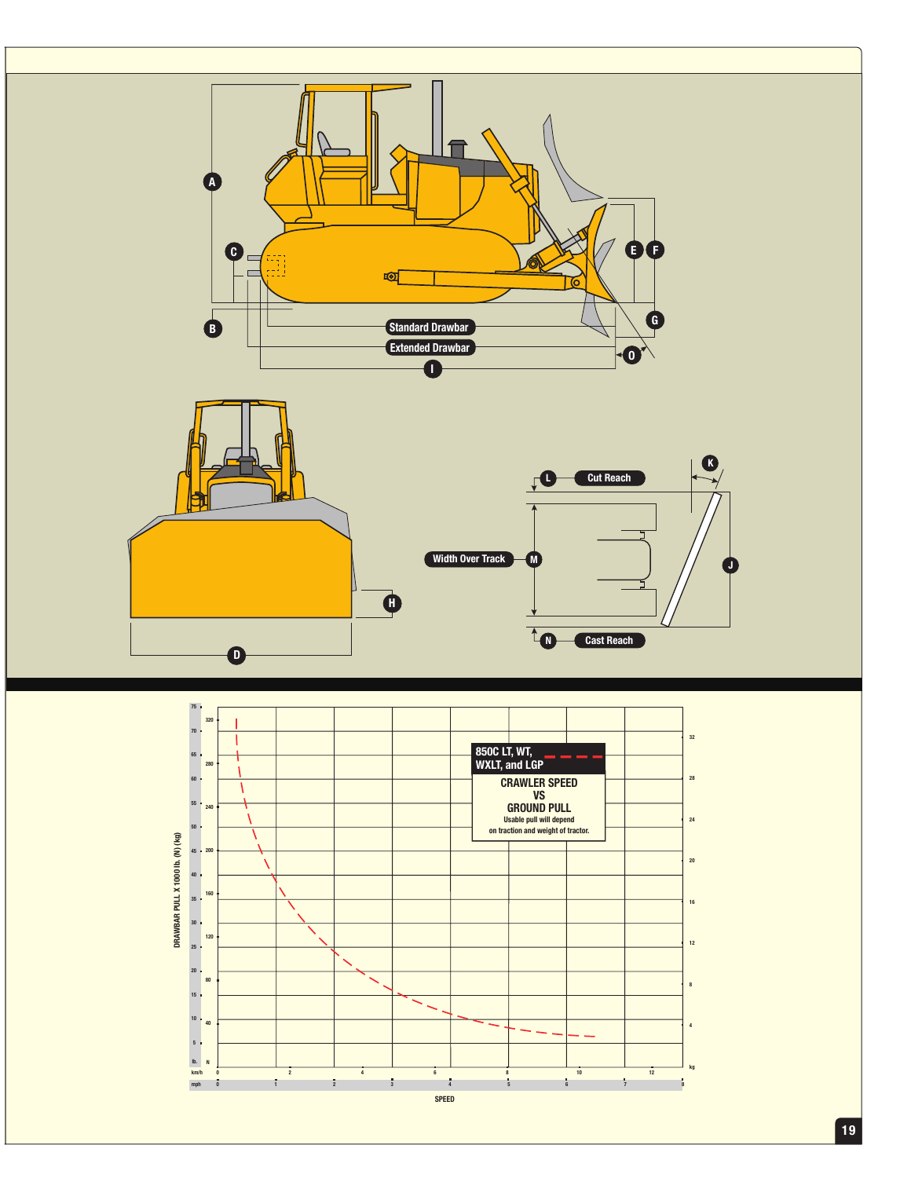A

C

B

Standard Drawbar

Extended Drawbar

I

E F

G

O

H

D

L Cut Reach

K

Width Over Track M

J

N Cast Reach

**850C LT, WT, WXLT, and LGP**

**CRAWLER SPEED VS GROUND PULL**

Usable pull will depend on traction and weight of tractor.

DRAWBAR PULL X 1000 lb. (N) (kg)

SPEED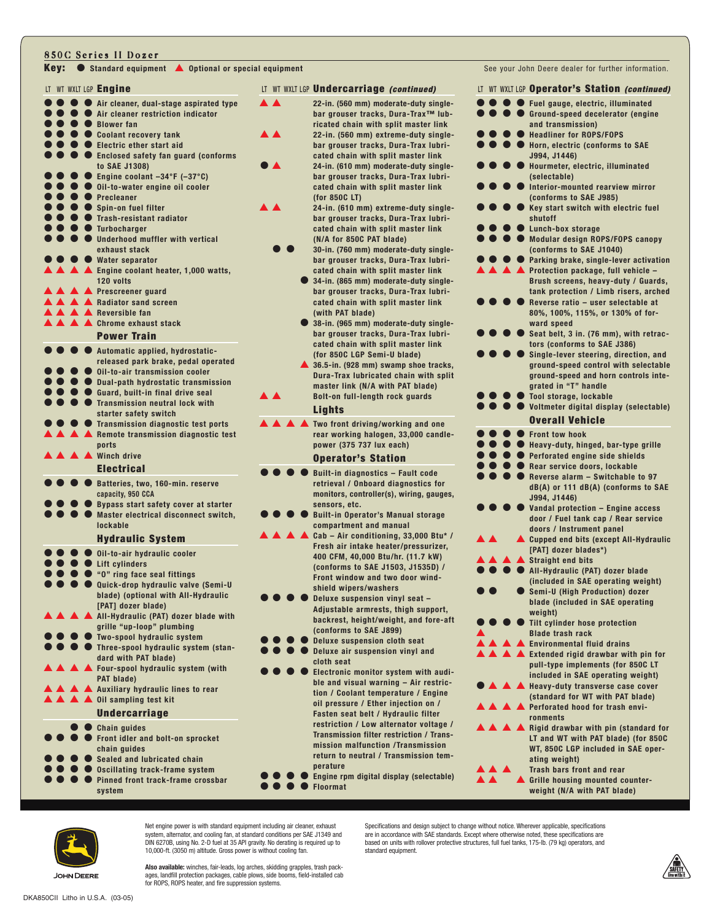# 850C Series II Dozer

**Key:** ● Standard equipment ▲ Optional or special equipment

See your John Deere dealer for further information.

## Engine

| LT | WT | WXLT | LGP | Engine |
|---|---|---|---|---|
| ● | ● | ● | ● | Air cleaner, dual-stage aspirated type |
| ● | ● | ● | ● | Air cleaner restriction indicator |
| ● | ● | ● | ● | Blower fan |
| ● | ● | ● | ● | Coolant recovery tank |
| ● | ● | ● | ● | Electric ether start aid |
| ● | ● | ● | ● | Enclosed safety fan guard (conforms to SAE J1308) |
| ● | ● | ● | ● | Engine coolant –34°F (–37°C) |
| ● | ● | ● | ● | Oil-to-water engine oil cooler |
| ● | ● | ● | ● | Precleaner |
| ● | ● | ● | ● | Spin-on fuel filter |
| ● | ● | ● | ● | Trash-resistant radiator |
| ● | ● | ● | ● | Turbocharger |
| ● | ● | ● | ● | Underhood muffler with vertical exhaust stack |
| ● | ● | ● | ● | Water separator |
| ▲ | ▲ | ▲ | ▲ | Engine coolant heater, 1,000 watts, 120 volts |
| ▲ | ▲ | ▲ | ▲ | Prescreener guard |
| ▲ | ▲ | ▲ | ▲ | Radiator sand screen |
| ▲ | ▲ | ▲ | ▲ | Reversible fan |
| ▲ | ▲ | ▲ | ▲ | Chrome exhaust stack |

## Power Train

| LT | WT | WXLT | LGP | Power Train |
|---|---|---|---|---|
| ● | ● | ● | ● | Automatic applied, hydrostatic-released park brake, pedal operated |
| ● | ● | ● | ● | Oil-to-air transmission cooler |
| ● | ● | ● | ● | Dual-path hydrostatic transmission |
| ● | ● | ● | ● | Guard, built-in final drive seal |
| ● | ● | ● | ● | Transmission neutral lock with starter safety switch |
| ● | ● | ● | ● | Transmission diagnostic test ports |
| ▲ | ▲ | ▲ | ▲ | Remote transmission diagnostic test ports |
| ▲ | ▲ | ▲ | ▲ | Winch drive |

## Electrical

| LT | WT | WXLT | LGP | Electrical |
|---|---|---|---|---|
| ● | ● | ● | ● | Batteries, two, 160-min. reserve capacity, 950 CCA |
| ● | ● | ● | ● | Bypass start safety cover at starter |
| ● | ● | ● | ● | Master electrical disconnect switch, lockable |

## Hydraulic System

| LT | WT | WXLT | LGP | Hydraulic System |
|---|---|---|---|---|
| ● | ● | ● | ● | Oil-to-air hydraulic cooler |
| ● | ● | ● | ● | Lift cylinders |
| ● | ● | ● | ● | "O" ring face seal fittings |
| ● | ● | ● | ● | Quick-drop hydraulic valve (Semi-U blade) (optional with All-Hydraulic [PAT] dozer blade) |
| ▲ | ▲ | ▲ | ▲ | All-Hydraulic (PAT) dozer blade with grille "up-loop" plumbing |
| ● | ● | ● | ● | Two-spool hydraulic system |
| ● | ● | ● | ● | Three-spool hydraulic system (standard with PAT blade) |
| ▲ | ▲ | ▲ | ▲ | Four-spool hydraulic system (with PAT blade) |
| ▲ | ▲ | ▲ | ▲ | Auxiliary hydraulic lines to rear |
| ▲ | ▲ | ▲ | ▲ | Oil sampling test kit |

## Undercarriage

| LT | WT | WXLT | LGP | Undercarriage |
|---|---|---|---|---|
| | | ● | ● | Chain guides |
| ● | ● | ● | ● | Front idler and bolt-on sprocket chain guides |
| ● | ● | ● | ● | Sealed and lubricated chain |
| ● | ● | ● | ● | Oscillating track-frame system |
| ● | ● | ● | ● | Pinned front track-frame crossbar system |
| ▲ | ▲ | | | 22-in. (560 mm) moderate-duty single-bar grouser tracks, Dura-Trax™ lubricated chain with split master link |
| ▲ | ▲ | | | 22-in. (560 mm) extreme-duty single-bar grouser tracks, Dura-Trax lubricated chain with split master link |
| ● | ▲ | | | 24-in. (610 mm) moderate-duty single-bar grouser tracks, Dura-Trax lubricated chain with split master link (for 850C LT) |
| ▲ | ▲ | | | 24-in. (610 mm) extreme-duty single-bar grouser tracks, Dura-Trax lubricated chain with split master link (N/A for 850C PAT blade) |
| | ● | ● | | 30-in. (760 mm) moderate-duty single-bar grouser tracks, Dura-Trax lubricated chain with split master link |
| | | | ● | 34-in. (865 mm) moderate-duty single-bar grouser tracks, Dura-Trax lubricated chain with split master link (with PAT blade) |
| | | | ● | 38-in. (965 mm) moderate-duty single-bar grouser tracks, Dura-Trax lubricated chain with split master link (for 850C LGP Semi-U blade) |
| | | | ▲ | 36.5-in. (928 mm) swamp shoe tracks, Dura-Trax lubricated chain with split master link (N/A with PAT blade) |
| ▲ | ▲ | | | Bolt-on full-length rock guards |

## Lights

| LT | WT | WXLT | LGP | Lights |
|---|---|---|---|---|
| ▲ | ▲ | ▲ | ▲ | Two front driving/working and one rear working halogen, 33,000 candle-power (375 737 lux each) |

## Operator's Station

| LT | WT | WXLT | LGP | Operator's Station |
|---|---|---|---|---|
| ● | ● | ● | ● | Built-in diagnostics – Fault code retrieval / Onboard diagnostics for monitors, controller(s), wiring, gauges, sensors, etc. |
| ● | ● | ● | ● | Built-in Operator's Manual storage compartment and manual |
| ▲ | ▲ | ▲ | ▲ | Cab – Air conditioning, 33,000 Btu* / Fresh air intake heater/pressurizer, 400 CFM, 40,000 Btu/hr. (11.7 kW) (conforms to SAE J1503, J1535D) / Front window and two door windshield wipers/washers |
| ● | ● | ● | ● | Deluxe suspension vinyl seat – Adjustable armrests, thigh support, backrest, height/weight, and fore-aft (conforms to SAE J899) |
| ● | ● | ● | ● | Deluxe suspension cloth seat |
| ● | ● | ● | ● | Deluxe air suspension vinyl and cloth seat |
| ● | ● | ● | ● | Electronic monitor system with audible and visual warning – Air restriction / Coolant temperature / Engine oil pressure / Ether injection on / Fasten seat belt / Hydraulic filter restriction / Low alternator voltage / Transmission filter restriction / Transmission malfunction /Transmission return to neutral / Transmission temperature |
| ● | ● | ● | ● | Engine rpm digital display (selectable) |
| ● | ● | ● | ● | Floormat |
| ● | ● | ● | ● | Fuel gauge, electric, illuminated |
| ● | ● | ● | ● | Ground-speed decelerator (engine and transmission) |
| ● | ● | ● | ● | Headliner for ROPS/FOPS |
| ● | ● | ● | ● | Horn, electric (conforms to SAE J994, J1446) |
| ● | ● | ● | ● | Hourmeter, electric, illuminated (selectable) |
| ● | ● | ● | ● | Interior-mounted rearview mirror (conforms to SAE J985) |
| ● | ● | ● | ● | Key start switch with electric fuel shutoff |
| ● | ● | ● | ● | Lunch-box storage |
| ● | ● | ● | ● | Modular design ROPS/FOPS canopy (conforms to SAE J1040) |
| ● | ● | ● | ● | Parking brake, single-lever activation |
| ▲ | ▲ | ▲ | ▲ | Protection package, full vehicle – Brush screens, heavy-duty / Guards, tank protection / Limb risers, arched |
| ● | ● | ● | ● | Reverse ratio – user selectable at 80%, 100%, 115%, or 130% of forward speed |
| ● | ● | ● | ● | Seat belt, 3 in. (76 mm), with retractors (conforms to SAE J386) |
| ● | ● | ● | ● | Single-lever steering, direction, and ground-speed control with selectable ground-speed and horn controls integrated in "T" handle |
| ● | ● | ● | ● | Tool storage, lockable |
| ● | ● | ● | ● | Voltmeter digital display (selectable) |

## Overall Vehicle

| LT | WT | WXLT | LGP | Overall Vehicle |
|---|---|---|---|---|
| ● | ● | ● | ● | Front tow hook |
| ● | ● | ● | ● | Heavy-duty, hinged, bar-type grille |
| ● | ● | ● | ● | Perforated engine side shields |
| ● | ● | ● | ● | Rear service doors, lockable |
| ● | ● | ● | ● | Reverse alarm – Switchable to 97 dB(A) or 111 dB(A) (conforms to SAE J994, J1446) |
| ● | ● | ● | ● | Vandal protection – Engine access door / Fuel tank cap / Rear service doors / Instrument panel |
| ▲ | ▲ | | ▲ | Cupped end bits (except All-Hydraulic [PAT] dozer blades*) |
| ▲ | ▲ | ▲ | ▲ | Straight end bits |
| ● | ● | ● | ● | All-Hydraulic (PAT) dozer blade (included in SAE operating weight) |
| ● | ● | | ● | Semi-U (High Production) dozer blade (included in SAE operating weight) |
| ● | ● | ● | ● | Tilt cylinder hose protection |
| ▲ | | | | Blade trash rack |
| ▲ | ▲ | ▲ | ▲ | Environmental fluid drains |
| ▲ | ▲ | ▲ | ▲ | Extended rigid drawbar with pin for pull-type implements (for 850C LT included in SAE operating weight) |
| ● | ▲ | ▲ | ▲ | Heavy-duty transverse case cover (standard for WT with PAT blade) |
| ▲ | ▲ | ▲ | ▲ | Perforated hood for trash environments |
| ▲ | ▲ | ▲ | ▲ | Rigid drawbar with pin (standard for LT and WT with PAT blade) (for 850C WT, 850C LGP included in SAE operating weight) |
| ▲ | ▲ | ▲ | | Trash bars front and rear |
| ▲ | ▲ | | ▲ | Grille housing mounted counterweight (N/A with PAT blade) |

Net engine power is with standard equipment including air cleaner, exhaust system, alternator, and cooling fan, at standard conditions per SAE J1349 and DIN 6270B, using No. 2-D fuel at 35 API gravity. No derating is required up to 10,000-ft. (3050 m) altitude. Gross power is without cooling fan.

**Also available:** winches, fair-leads, log arches, skidding grapples, trash packages, landfill protection packages, cable plows, side booms, field-installed cab for ROPS, ROPS heater, and fire suppression systems.

Specifications and design subject to change without notice. Wherever applicable, specifications are in accordance with SAE standards. Except where otherwise noted, these specifications are based on units with rollover protective structures, full fuel tanks, 175-lb. (79 kg) operators, and standard equipment.

DKA850CII Litho in U.S.A. (03-05)